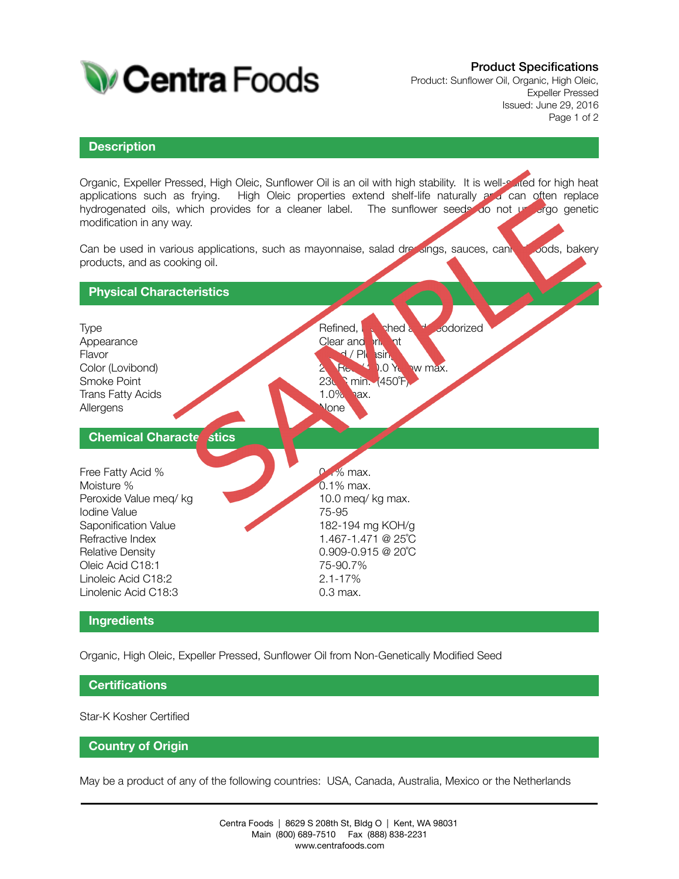# Centra Foods

**Product Specifications**

Product: Sunflower Oil, Organic, High Oleic, Expeller Pressed

Issued: June 29, 2016

## Description

Organic, Expeller Pressed, High Oleic, Sunflower Oil is an oil with high stability. It is well-suited for high heat applications such as frying. High Oleic properties extend shelf-life naturally and can often replace hydrogenated oils, which provides for a cleaner label. The sunflower seeds do not undergo genetic modification in any way.

Can be used in various applications, such as mayonnaise, salad dressings, sauces, canned foods, bakery products, and as cooking oil.

## Physical Characteristics

| | |
|---|---|
| Type | Refined, Bleached and Deodorized |
| Appearance | Clear and Brilliant |
| Flavor | Bland / Pleasing |
| Color (Lovibond) | 2.0 Red / 20.0 Yellow max. |
| Smoke Point | 230˚C min. (450˚F) |
| Trans Fatty Acids | 1.0% max. |
| Allergens | None |

## Chemical Characteristics

| | |
|---|---|
| Free Fatty Acid % | 0.1% max. |
| Moisture % | 0.1% max. |
| Peroxide Value meq/ kg | 10.0 meq/ kg max. |
| Iodine Value | 75-95 |
| Saponification Value | 182-194 mg KOH/g |
| Refractive Index | 1.467-1.471 @ 25˚C |
| Relative Density | 0.909-0.915 @ 20˚C |
| Oleic Acid C18:1 | 75-90.7% |
| Linoleic Acid C18:2 | 2.1-17% |
| Linolenic Acid C18:3 | 0.3 max. |

## Ingredients

Organic, High Oleic, Expeller Pressed, Sunflower Oil from Non-Genetically Modified Seed

## Certifications

Star-K Kosher Certified

## Country of Origin

May be a product of any of the following countries: USA, Canada, Australia, Mexico or the Netherlands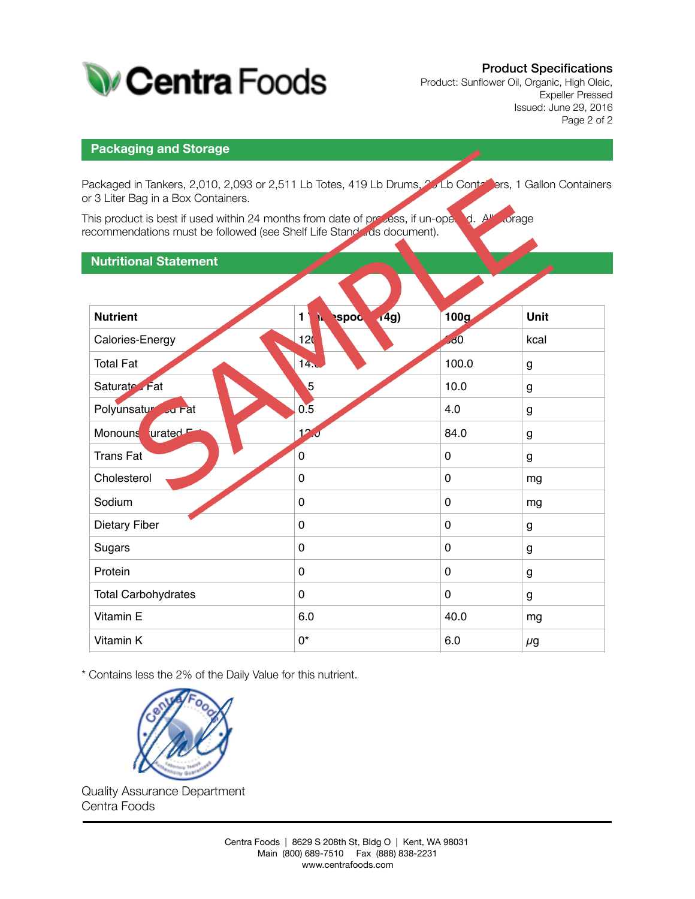**Centra Foods**

**Product Specifications**
Product: Sunflower Oil, Organic, High Oleic, Expeller Pressed
Issued: June 29, 2016

## Packaging and Storage

Packaged in Tankers, 2,010, 2,093 or 2,511 Lb Totes, 419 Lb Drums, 35 Lb Containers, 1 Gallon Containers or 3 Liter Bag in a Box Containers.

This product is best if used within 24 months from date of process, if un-opened. All storage recommendations must be followed (see Shelf Life Standards document).

## Nutritional Statement

| Nutrient | 1 Tablespoon (14g) | 100g | Unit |
|---|---|---|---|
| Calories-Energy | 120 | 880 | kcal |
| Total Fat | 14.0 | 100.0 | g |
| Saturated Fat | 1.5 | 10.0 | g |
| Polyunsaturated Fat | 0.5 | 4.0 | g |
| Monounsaturated Fat | 12.0 | 84.0 | g |
| Trans Fat | 0 | 0 | g |
| Cholesterol | 0 | 0 | mg |
| Sodium | 0 | 0 | mg |
| Dietary Fiber | 0 | 0 | g |
| Sugars | 0 | 0 | g |
| Protein | 0 | 0 | g |
| Total Carbohydrates | 0 | 0 | g |
| Vitamin E | 6.0 | 40.0 | mg |
| Vitamin K | 0* | 6.0 | μg |

* Contains less the 2% of the Daily Value for this nutrient.

Quality Assurance Department
Centra Foods